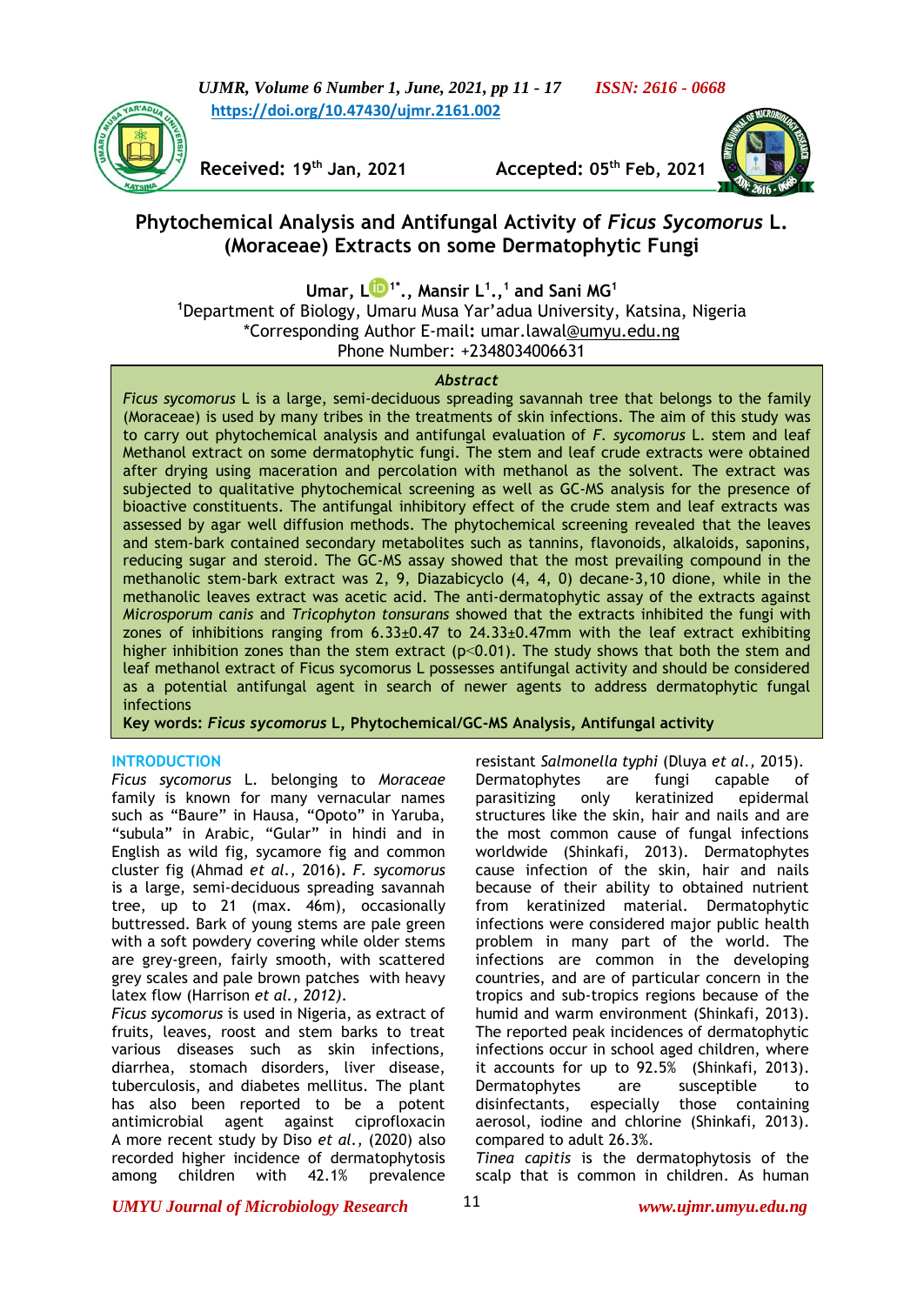Received: 19th Jan, 2021 Accepted: 05th Feb, 2021

# Phytochemical Analysis and Antifungal Activity of *Ficus Sycomorus* L. (Moraceae) Extracts on some Dermatophytic Fungi

**Umar, L[1*]., Mansir L[1].,[1] and Sani MG[1]**

[1]Department of Biology, Umaru Musa Yar'adua University, Katsina, Nigeria
*Corresponding Author E-mail: umar.lawal@umyu.edu.ng
Phone Number: +2348034006631

### *Abstract*

*Ficus sycomorus* L is a large, semi-deciduous spreading savannah tree that belongs to the family (Moraceae) is used by many tribes in the treatments of skin infections. The aim of this study was to carry out phytochemical analysis and antifungal evaluation of *F. sycomorus* L. stem and leaf Methanol extract on some dermatophytic fungi. The stem and leaf crude extracts were obtained after drying using maceration and percolation with methanol as the solvent. The extract was subjected to qualitative phytochemical screening as well as GC-MS analysis for the presence of bioactive constituents. The antifungal inhibitory effect of the crude stem and leaf extracts was assessed by agar well diffusion methods. The phytochemical screening revealed that the leaves and stem-bark contained secondary metabolites such as tannins, flavonoids, alkaloids, saponins, reducing sugar and steroid. The GC-MS assay showed that the most prevailing compound in the methanolic stem-bark extract was 2, 9, Diazabicyclo (4, 4, 0) decane-3,10 dione, while in the methanolic leaves extract was acetic acid. The anti-dermatophytic assay of the extracts against *Microsporum canis* and *Tricophyton tonsurans* showed that the extracts inhibited the fungi with zones of inhibitions ranging from 6.33±0.47 to 24.33±0.47mm with the leaf extract exhibiting higher inhibition zones than the stem extract ($p<0.01$). The study shows that both the stem and leaf methanol extract of Ficus sycomorus L possesses antifungal activity and should be considered as a potential antifungal agent in search of newer agents to address dermatophytic fungal infections

**Key words: *Ficus sycomorus* L, Phytochemical/GC-MS Analysis, Antifungal activity**

## INTRODUCTION

*Ficus sycomorus* L. belonging to *Moraceae* family is known for many vernacular names such as "Baure" in Hausa, "Opoto" in Yaruba, "subula" in Arabic, "Gular" in hindi and in English as wild fig, sycamore fig and common cluster fig (Ahmad *et al.*, 2016). *F. sycomorus* is a large, semi-deciduous spreading savannah tree, up to 21 (max. 46m), occasionally buttressed. Bark of young stems are pale green with a soft powdery covering while older stems are grey-green, fairly smooth, with scattered grey scales and pale brown patches with heavy latex flow (Harrison *et al., 2012)*.

*Ficus sycomorus* is used in Nigeria, as extract of fruits, leaves, roost and stem barks to treat various diseases such as skin infections, diarrhea, stomach disorders, liver disease, tuberculosis, and diabetes mellitus. The plant has also been reported to be a potent antimicrobial agent against ciprofloxacin resistant *Salmonella typhi* (Dluya *et al.*, 2015).

Dermatophytes are fungi capable of parasitizing only keratinized epidermal structures like the skin, hair and nails and are the most common cause of fungal infections worldwide (Shinkafi, 2013). Dermatophytes cause infection of the skin, hair and nails because of their ability to obtained nutrient from keratinized material. Dermatophytic infections were considered major public health problem in many part of the world. The infections are common in the developing countries, and are of particular concern in the tropics and sub-tropics regions because of the humid and warm environment (Shinkafi, 2013). The reported peak incidences of dermatophytic infections occur in school aged children, where it accounts for up to 92.5% (Shinkafi, 2013). Dermatophytes are susceptible to disinfectants, especially those containing aerosol, iodine and chlorine (Shinkafi, 2013). A more recent study by Diso *et al.*, (2020) also recorded higher incidence of dermatophytosis among children with 42.1% prevalence compared to adult 26.3%.

*Tinea capitis* is the dermatophytosis of the scalp that is common in children. As human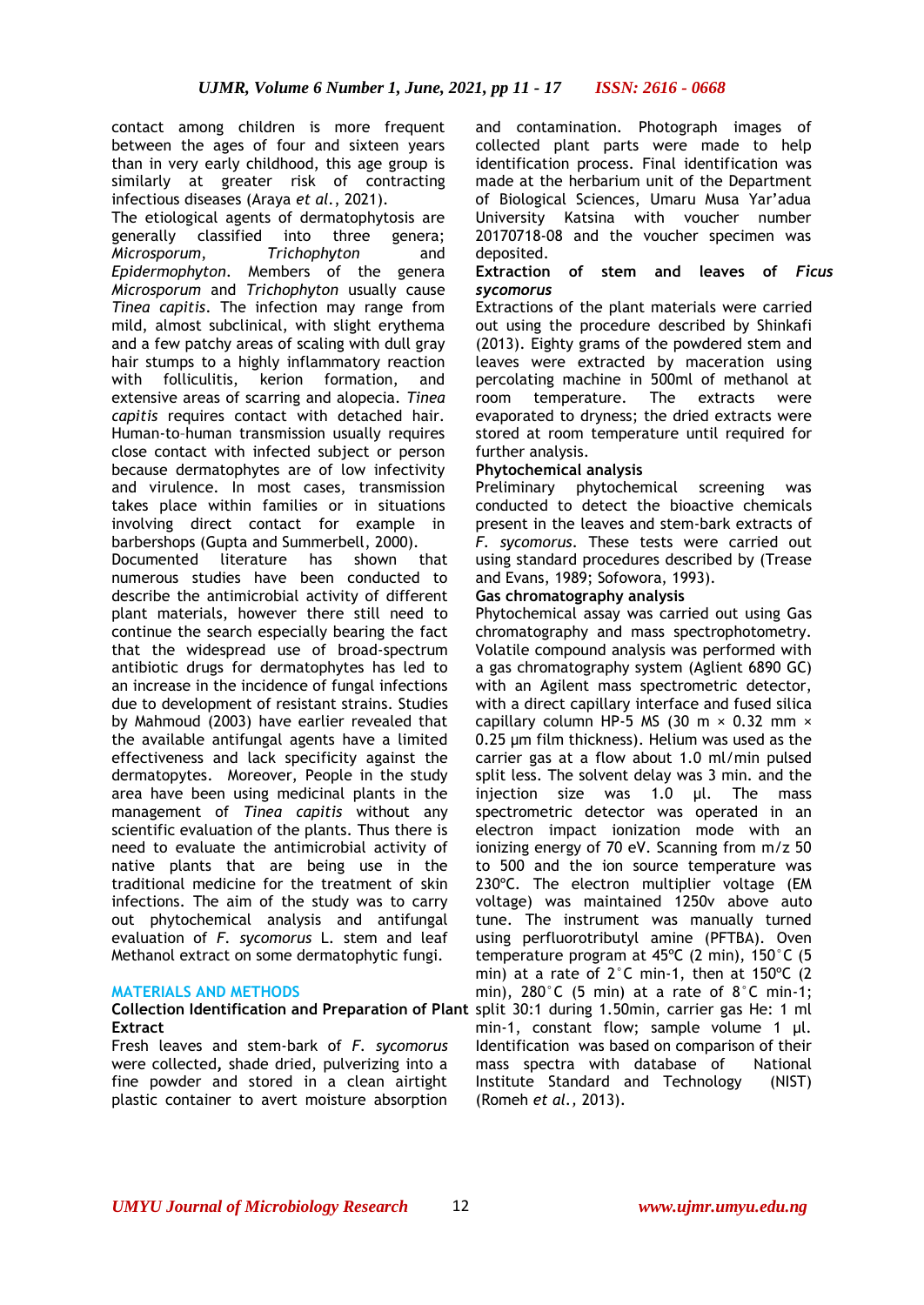contact among children is more frequent between the ages of four and sixteen years than in very early childhood, this age group is similarly at greater risk of contracting infectious diseases (Araya *et al.*, 2021).

The etiological agents of dermatophytosis are generally classified into three genera; *Microsporum*, *Trichophyton* and *Epidermophyton*. Members of the genera *Microsporum* and *Trichophyton* usually cause *Tinea capitis*. The infection may range from mild, almost subclinical, with slight erythema and a few patchy areas of scaling with dull gray hair stumps to a highly inflammatory reaction with folliculitis, kerion formation, and extensive areas of scarring and alopecia. *Tinea capitis* requires contact with detached hair. Human-to-human transmission usually requires close contact with infected subject or person because dermatophytes are of low infectivity and virulence. In most cases, transmission takes place within families or in situations involving direct contact for example in barbershops (Gupta and Summerbell, 2000).

Documented literature has shown that numerous studies have been conducted to describe the antimicrobial activity of different plant materials, however there still need to continue the search especially bearing the fact that the widespread use of broad-spectrum antibiotic drugs for dermatophytes has led to an increase in the incidence of fungal infections due to development of resistant strains. Studies by Mahmoud (2003) have earlier revealed that the available antifungal agents have a limited effectiveness and lack specificity against the dermatopytes. Moreover, People in the study area have been using medicinal plants in the management of *Tinea capitis* without any scientific evaluation of the plants. Thus there is need to evaluate the antimicrobial activity of native plants that are being use in the traditional medicine for the treatment of skin infections. The aim of the study was to carry out phytochemical analysis and antifungal evaluation of *F. sycomorus* L. stem and leaf Methanol extract on some dermatophytic fungi.

## MATERIALS AND METHODS

**Collection Identification and Preparation of Plant Extract**

Fresh leaves and stem-bark of *F. sycomorus* were collected, shade dried, pulverizing into a fine powder and stored in a clean airtight plastic container to avert moisture absorption and contamination. Photograph images of collected plant parts were made to help identification process. Final identification was made at the herbarium unit of the Department of Biological Sciences, Umaru Musa Yar'adua University Katsina with voucher number 20170718-08 and the voucher specimen was deposited.

**Extraction of stem and leaves of *Ficus sycomorus***

Extractions of the plant materials were carried out using the procedure described by Shinkafi (2013). Eighty grams of the powdered stem and leaves were extracted by maceration using percolating machine in 500ml of methanol at room temperature. The extracts were evaporated to dryness; the dried extracts were stored at room temperature until required for further analysis.

**Phytochemical analysis**

Preliminary phytochemical screening was conducted to detect the bioactive chemicals present in the leaves and stem-bark extracts of *F. sycomorus*. These tests were carried out using standard procedures described by (Trease and Evans, 1989; Sofowora, 1993).

**Gas chromatography analysis**

Phytochemical assay was carried out using Gas chromatography and mass spectrophotometry. Volatile compound analysis was performed with a gas chromatography system (Aglient 6890 GC) with an Agilent mass spectrometric detector, with a direct capillary interface and fused silica capillary column HP-5 MS (30 m × 0.32 mm × 0.25 µm film thickness). Helium was used as the carrier gas at a flow about 1.0 ml/min pulsed split less. The solvent delay was 3 min. and the injection size was 1.0 µl. The mass spectrometric detector was operated in an electron impact ionization mode with an ionizing energy of 70 eV. Scanning from m/z 50 to 500 and the ion source temperature was 230ºC. The electron multiplier voltage (EM voltage) was maintained 1250v above auto tune. The instrument was manually turned using perfluorotributyl amine (PFTBA). Oven temperature program at 45ºC (2 min), 150°C (5 min) at a rate of 2°C min-1, then at 150ºC (2 min), 280°C (5 min) at a rate of 8°C min-1; split 30:1 during 1.50min, carrier gas He: 1 ml min-1, constant flow; sample volume 1 µl. Identification was based on comparison of their mass spectra with database of National Institute Standard and Technology (NIST) (Romeh *et al.,* 2013).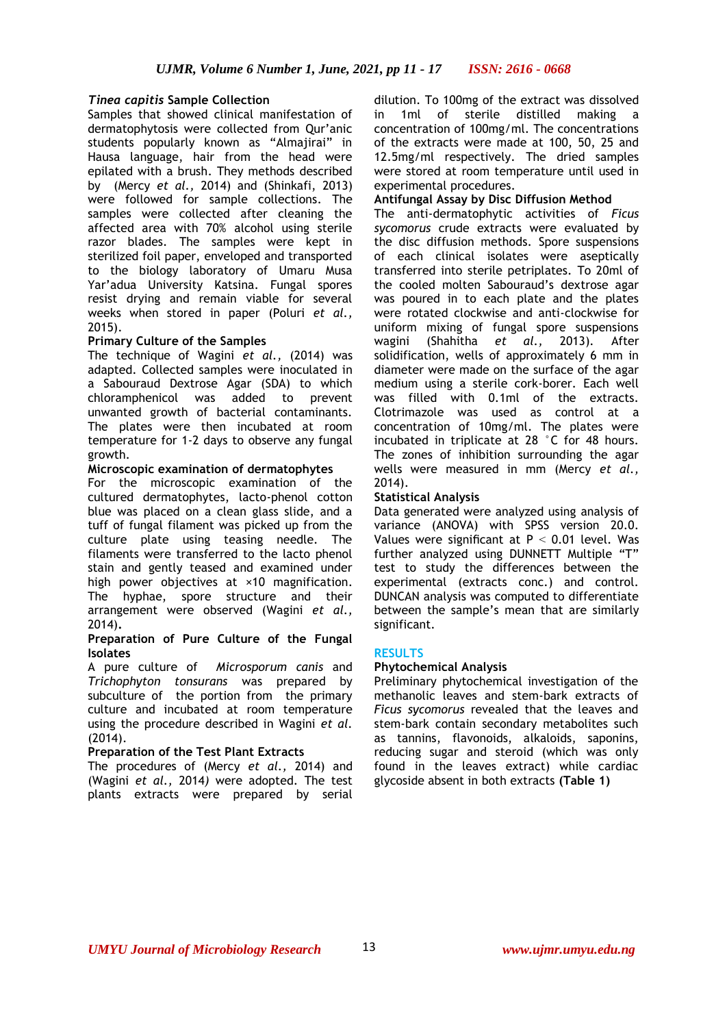### *Tinea capitis* Sample Collection

Samples that showed clinical manifestation of dermatophytosis were collected from Qur'anic students popularly known as "Almajirai" in Hausa language, hair from the head were epilated with a brush. They methods described by (Mercy *et al.,* 2014) and (Shinkafi, 2013) were followed for sample collections. The samples were collected after cleaning the affected area with 70% alcohol using sterile razor blades. The samples were kept in sterilized foil paper, enveloped and transported to the biology laboratory of Umaru Musa Yar'adua University Katsina. Fungal spores resist drying and remain viable for several weeks when stored in paper (Poluri *et al.,* 2015).

### Primary Culture of the Samples

The technique of Wagini *et al.,* (2014) was adapted. Collected samples were inoculated in a Sabouraud Dextrose Agar (SDA) to which chloramphenicol was added to prevent unwanted growth of bacterial contaminants. The plates were then incubated at room temperature for 1-2 days to observe any fungal growth.

### Microscopic examination of dermatophytes

For the microscopic examination of the cultured dermatophytes, lacto-phenol cotton blue was placed on a clean glass slide, and a tuff of fungal filament was picked up from the culture plate using teasing needle. The filaments were transferred to the lacto phenol stain and gently teased and examined under high power objectives at ×10 magnification. The hyphae, spore structure and their arrangement were observed (Wagini *et al.,* 2014).

### Preparation of Pure Culture of the Fungal Isolates

A pure culture of *Microsporum canis* and *Trichophyton tonsurans* was prepared by subculture of the portion from the primary culture and incubated at room temperature using the procedure described in Wagini *et al.* (2014).

### Preparation of the Test Plant Extracts

The procedures of (Mercy *et al.,* 2014) and (Wagini *et al.,* 2014) were adopted. The test plants extracts were prepared by serial dilution. To 100mg of the extract was dissolved in 1ml of sterile distilled making a concentration of 100mg/ml. The concentrations of the extracts were made at 100, 50, 25 and 12.5mg/ml respectively. The dried samples were stored at room temperature until used in experimental procedures.

### Antifungal Assay by Disc Diffusion Method

The anti-dermatophytic activities of *Ficus sycomorus* crude extracts were evaluated by the disc diffusion methods. Spore suspensions of each clinical isolates were aseptically transferred into sterile petriplates. To 20ml of the cooled molten Sabouraud's dextrose agar was poured in to each plate and the plates were rotated clockwise and anti-clockwise for uniform mixing of fungal spore suspensions wagini (Shahitha *et al.,* 2013). After solidification, wells of approximately 6 mm in diameter were made on the surface of the agar medium using a sterile cork-borer. Each well was filled with 0.1ml of the extracts. Clotrimazole was used as control at a concentration of 10mg/ml. The plates were incubated in triplicate at 28 °C for 48 hours. The zones of inhibition surrounding the agar wells were measured in mm (Mercy *et al.,* 2014).

### Statistical Analysis

Data generated were analyzed using analysis of variance (ANOVA) with SPSS version 20.0. Values were significant at $P < 0.01$ level. Was further analyzed using DUNNETT Multiple "T" test to study the differences between the experimental (extracts conc.) and control. DUNCAN analysis was computed to differentiate between the sample's mean that are similarly significant.

## RESULTS

### Phytochemical Analysis

Preliminary phytochemical investigation of the methanolic leaves and stem-bark extracts of *Ficus sycomorus* revealed that the leaves and stem-bark contain secondary metabolites such as tannins, flavonoids, alkaloids, saponins, reducing sugar and steroid (which was only found in the leaves extract) while cardiac glycoside absent in both extracts **(Table 1)**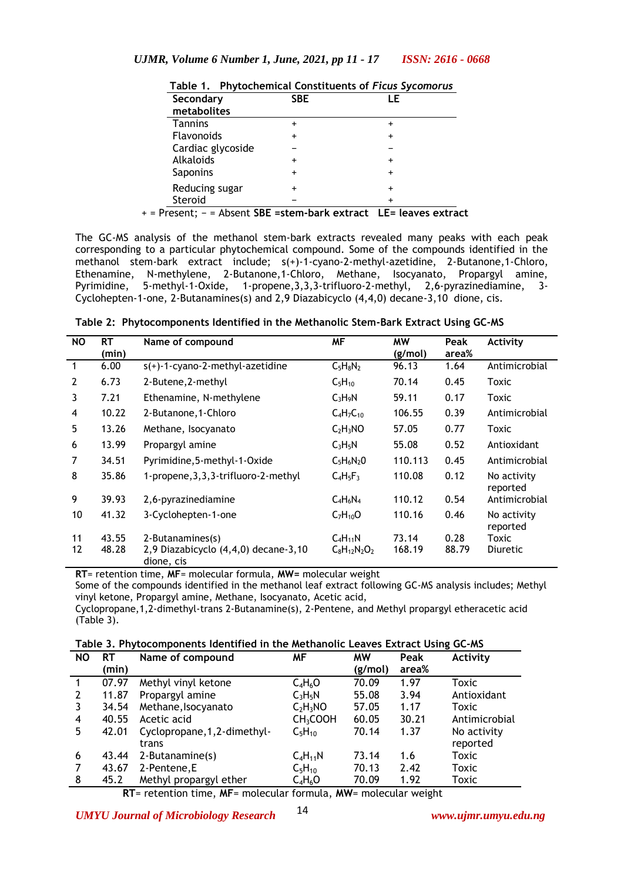**Table 1. Phytochemical Constituents of *Ficus Sycomorus***

| Secondary metabolites | SBE | LE |
|---|---|---|
| Tannins | + | + |
| Flavonoids | + | + |
| Cardiac glycoside | − | − |
| Alkaloids | + | + |
| Saponins | + | + |
| Reducing sugar | + | + |
| Steroid | − | + |

+ = Present; − = Absent **SBE =stem-bark extract LE= leaves extract**

The GC-MS analysis of the methanol stem-bark extracts revealed many peaks with each peak corresponding to a particular phytochemical compound. Some of the compounds identified in the methanol stem-bark extract include; s(+)-1-cyano-2-methyl-azetidine, 2-Butanone,1-Chloro, Ethenamine, N-methylene, 2-Butanone,1-Chloro, Methane, Isocyanato, Propargyl amine, Pyrimidine, 5-methyl-1-Oxide, 1-propene,3,3,3-trifluoro-2-methyl, 2,6-pyrazinediamine, 3-Cyclohepten-1-one, 2-Butanamines(s) and 2,9 Diazabicyclo (4,4,0) decane-3,10 dione, cis.

**Table 2: Phytocomponents Identified in the Methanolic Stem-Bark Extract Using GC-MS**

| NO | RT (min) | Name of compound | MF | MW (g/mol) | Peak area% | Activity |
|---|---|---|---|---|---|---|
| 1 | 6.00 | s(+)-1-cyano-2-methyl-azetidine | $C_5H_8N_2$ | 96.13 | 1.64 | Antimicrobial |
| 2 | 6.73 | 2-Butene,2-methyl | $C_5H_{10}$ | 70.14 | 0.45 | Toxic |
| 3 | 7.21 | Ethenamine, N-methylene | $C_3H_9N$ | 59.11 | 0.17 | Toxic |
| 4 | 10.22 | 2-Butanone,1-Chloro | $C_4H_7C_{10}$ | 106.55 | 0.39 | Antimicrobial |
| 5 | 13.26 | Methane, Isocyanato | $C_2H_3NO$ | 57.05 | 0.77 | Toxic |
| 6 | 13.99 | Propargyl amine | $C_3H_5N$ | 55.08 | 0.52 | Antioxidant |
| 7 | 34.51 | Pyrimidine,5-methyl-1-Oxide | $C_5H_6N_20$ | 110.113 | 0.45 | Antimicrobial |
| 8 | 35.86 | 1-propene,3,3,3-trifluoro-2-methyl | $C_4H_5F_3$ | 110.08 | 0.12 | No activity reported |
| 9 | 39.93 | 2,6-pyrazinediamine | $C_4H_6N_4$ | 110.12 | 0.54 | Antimicrobial |
| 10 | 41.32 | 3-Cyclohepten-1-one | $C_7H_{10}O$ | 110.16 | 0.46 | No activity reported |
| 11 | 43.55 | 2-Butanamines(s) | $C_4H_{11}N$ | 73.14 | 0.28 | Toxic |
| 12 | 48.28 | 2,9 Diazabicyclo (4,4,0) decane-3,10 dione, cis | $C_8H_{12}N_2O_2$ | 168.19 | 88.79 | Diuretic |

**RT**= retention time, **MF**= molecular formula, **MW=** molecular weight

Some of the compounds identified in the methanol leaf extract following GC-MS analysis includes; Methyl vinyl ketone, Propargyl amine, Methane, Isocyanato, Acetic acid,
Cyclopropane,1,2-dimethyl-trans 2-Butanamine(s), 2-Pentene, and Methyl propargyl etheracetic acid (Table 3).

**Table 3. Phytocomponents Identified in the Methanolic Leaves Extract Using GC-MS**

| NO | RT (min) | Name of compound | MF | MW (g/mol) | Peak area% | Activity |
|---|---|---|---|---|---|---|
| 1 | 07.97 | Methyl vinyl ketone | $C_4H_6O$ | 70.09 | 1.97 | Toxic |
| 2 | 11.87 | Propargyl amine | $C_3H_5N$ | 55.08 | 3.94 | Antioxidant |
| 3 | 34.54 | Methane,Isocyanato | $C_2H_3NO$ | 57.05 | 1.17 | Toxic |
| 4 | 40.55 | Acetic acid | $CH_3COOH$ | 60.05 | 30.21 | Antimicrobial |
| 5 | 42.01 | Cyclopropane,1,2-dimethyl-trans | $C_5H_{10}$ | 70.14 | 1.37 | No activity reported |
| 6 | 43.44 | 2-Butanamine(s) | $C_4H_{11}N$ | 73.14 | 1.6 | Toxic |
| 7 | 43.67 | 2-Pentene,E | $C_5H_{10}$ | 70.13 | 2.42 | Toxic |
| 8 | 45.2 | Methyl propargyl ether | $C_4H_6O$ | 70.09 | 1.92 | Toxic |

**RT**= retention time, **MF**= molecular formula, **MW**= molecular weight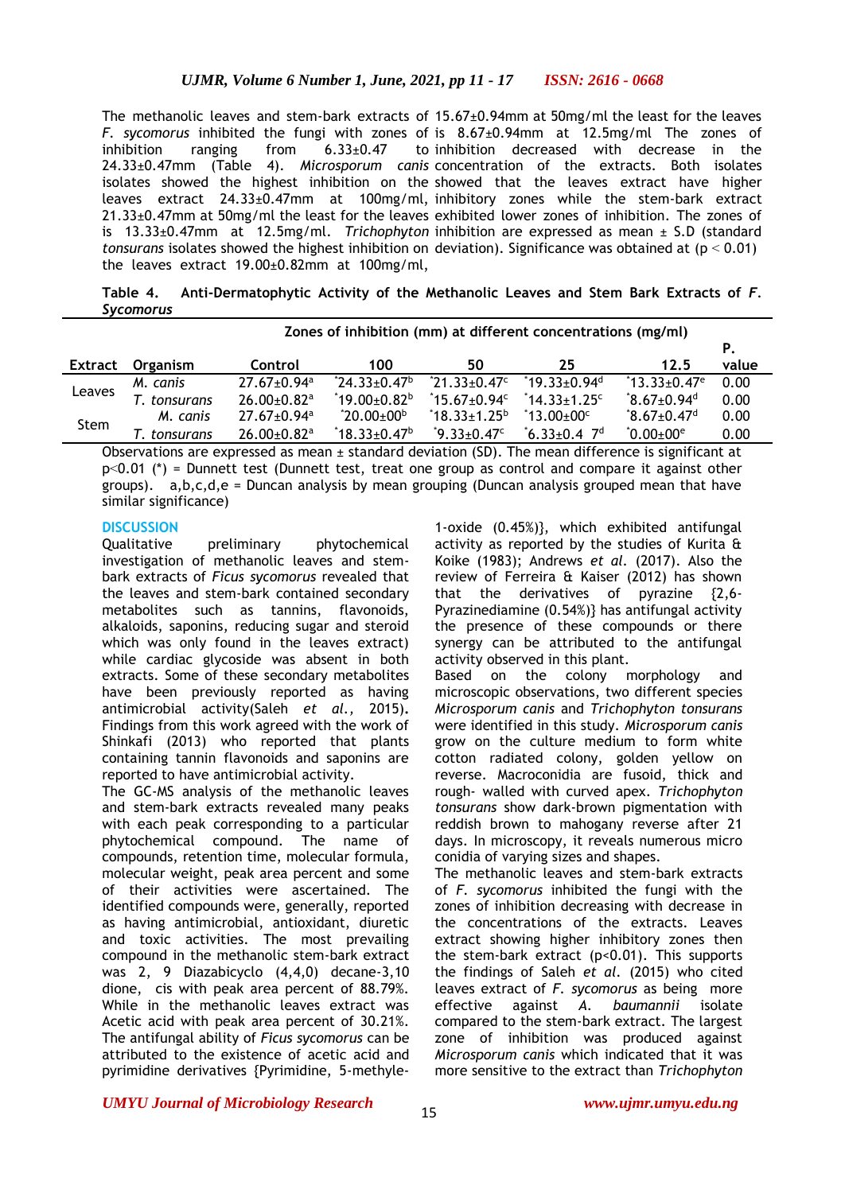The methanolic leaves and stem-bark extracts of *F. sycomorus* inhibited the fungi with zones of inhibition ranging from 6.33±0.47 to 24.33±0.47mm (Table 4). *Microsporum canis* isolates showed the highest inhibition on the leaves extract 24.33±0.47mm at 100mg/ml, 21.33±0.47mm at 50mg/ml the least for the leaves is 13.33±0.47mm at 12.5mg/ml. *Trichophyton tonsurans* isolates showed the highest inhibition on the leaves extract 19.00±0.82mm at 100mg/ml, 15.67±0.94mm at 50mg/ml the least for the leaves is 8.67±0.94mm at 12.5mg/ml The zones of inhibition decreased with decrease in the concentration of the extracts. Both isolates showed that the leaves extract have higher inhibitory zones while the stem-bark extract exhibited lower zones of inhibition. The zones of inhibition are expressed as mean ± S.D (standard deviation). Significance was obtained at ($p < 0.01$)

**Table 4. Anti-Dermatophytic Activity of the Methanolic Leaves and Stem Bark Extracts of *F. Sycomorus***

| | | Zones of inhibition (mm) at different concentrations (mg/ml) | | | | | |
|---|---|---|---|---|---|---|---|
| Extract | Organism | Control | 100 | 50 | 25 | 12.5 | P. value |
| Leaves | *M. canis* | 27.67±0.94[a] | *24.33±0.47[b] | *21.33±0.47[c] | *19.33±0.94[d] | *13.33±0.47[e] | 0.00 |
| | *T. tonsurans* | 26.00±0.82[a] | *19.00±0.82[b] | *15.67±0.94[c] | *14.33±1.25[c] | *8.67±0.94[d] | 0.00 |
| Stem | *M. canis* | 27.67±0.94[a] | *20.00±00[b] | *18.33±1.25[b] | *13.00±00[c] | *8.67±0.47[d] | 0.00 |
| | *T. tonsurans* | 26.00±0.82[a] | *18.33±0.47[b] | *9.33±0.47[c] | *6.33±0.4 7[d] | *0.00±00[e] | 0.00 |

Observations are expressed as mean ± standard deviation (SD). The mean difference is significant at $p<0.01$ (*) = Dunnett test (Dunnett test, treat one group as control and compare it against other groups). a,b,c,d,e = Duncan analysis by mean grouping (Duncan analysis grouped mean that have similar significance)

## DISCUSSION

Qualitative preliminary phytochemical investigation of methanolic leaves and stem-bark extracts of *Ficus sycomorus* revealed that the leaves and stem-bark contained secondary metabolites such as tannins, flavonoids, alkaloids, saponins, reducing sugar and steroid which was only found in the leaves extract) while cardiac glycoside was absent in both extracts. Some of these secondary metabolites have been previously reported as having antimicrobial activity(Saleh *et al.,* 2015). Findings from this work agreed with the work of Shinkafi (2013) who reported that plants containing tannin flavonoids and saponins are reported to have antimicrobial activity.

The GC-MS analysis of the methanolic leaves and stem-bark extracts revealed many peaks with each peak corresponding to a particular phytochemical compound. The name of compounds, retention time, molecular formula, molecular weight, peak area percent and some of their activities were ascertained. The identified compounds were, generally, reported as having antimicrobial, antioxidant, diuretic and toxic activities. The most prevailing compound in the methanolic stem-bark extract was 2, 9 Diazabicyclo (4,4,0) decane-3,10 dione, cis with peak area percent of 88.79%. While in the methanolic leaves extract was Acetic acid with peak area percent of 30.21%. The antifungal ability of *Ficus sycomorus* can be attributed to the existence of acetic acid and pyrimidine derivatives {Pyrimidine, 5-methyle-1-oxide (0.45%)}, which exhibited antifungal activity as reported by the studies of Kurita & Koike (1983); Andrews *et al.* (2017). Also the review of Ferreira & Kaiser (2012) has shown that the derivatives of pyrazine {2,6-Pyrazinediamine (0.54%)} has antifungal activity the presence of these compounds or there synergy can be attributed to the antifungal activity observed in this plant.

Based on the colony morphology and microscopic observations, two different species *Microsporum canis* and *Trichophyton tonsurans* were identified in this study. *Microsporum canis* grow on the culture medium to form white cotton radiated colony, golden yellow on reverse. Macroconidia are fusoid, thick and rough- walled with curved apex. *Trichophyton tonsurans* show dark-brown pigmentation with reddish brown to mahogany reverse after 21 days. In microscopy, it reveals numerous micro conidia of varying sizes and shapes.

The methanolic leaves and stem-bark extracts of *F. sycomorus* inhibited the fungi with the zones of inhibition decreasing with decrease in the concentrations of the extracts. Leaves extract showing higher inhibitory zones then the stem-bark extract ($p<0.01$). This supports the findings of Saleh *et al.* (2015) who cited leaves extract of *F. sycomorus* as being more effective against *A. baumannii* isolate compared to the stem-bark extract. The largest zone of inhibition was produced against *Microsporum canis* which indicated that it was more sensitive to the extract than *Trichophyton*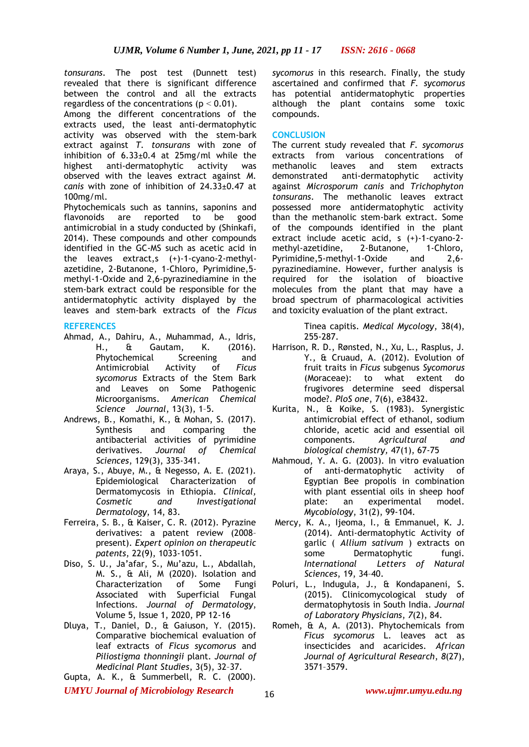*tonsurans*. The post test (Dunnett test) revealed that there is significant difference between the control and all the extracts regardless of the concentrations ($p < 0.01$).

Among the different concentrations of the extracts used, the least anti-dermatophytic activity was observed with the stem-bark extract against *T. tonsurans* with zone of inhibition of 6.33±0.4 at 25mg/ml while the highest anti-dermatophytic activity was observed with the leaves extract against *M. canis* with zone of inhibition of 24.33±0.47 at 100mg/ml.

Phytochemicals such as tannins, saponins and flavonoids are reported to be good antimicrobial in a study conducted by (Shinkafi, 2014). These compounds and other compounds identified in the GC-MS such as acetic acid in the leaves extract,s (+)-1-cyano-2-methyl-azetidine, 2-Butanone, 1-Chloro, Pyrimidine,5-methyl-1-Oxide and 2,6-pyrazinediamine in the stem-bark extract could be responsible for the antidermatophytic activity displayed by the leaves and stem-bark extracts of the *Ficus sycomorus* in this research. Finally, the study ascertained and confirmed that *F. sycomorus* has potential antidermatophytic properties although the plant contains some toxic compounds.

## CONCLUSION

The current study revealed that *F. sycomorus* extracts from various concentrations of methanolic leaves and stem extracts demonstrated anti-dermatophytic activity against *Microsporum canis* and *Trichophyton tonsurans*. The methanolic leaves extract possessed more antidermatophytic activity than the methanolic stem-bark extract. Some of the compounds identified in the plant extract include acetic acid, s (+)-1-cyano-2-methyl-azetidine, 2-Butanone, 1-Chloro, Pyrimidine,5-methyl-1-Oxide and 2,6-pyrazinediamine. However, further analysis is required for the isolation of bioactive molecules from the plant that may have a broad spectrum of pharmacological activities and toxicity evaluation of the plant extract.

## REFERENCES

Ahmad, A., Dahiru, A., Muhammad, A., Idris, H., & Gautam, K. (2016). Phytochemical Screening and Antimicrobial Activity of *Ficus sycomorus* Extracts of the Stem Bark and Leaves on Some Pathogenic Microorganisms. *American Chemical Science Journal*, 13(3), 1–5.

Andrews, B., Komathi, K., & Mohan, S. (2017). Synthesis and comparing the antibacterial activities of pyrimidine derivatives. *Journal of Chemical Sciences*, 129(3), 335-341.

Araya, S., Abuye, M., & Negesso, A. E. (2021). Epidemiological Characterization of Dermatomycosis in Ethiopia. *Clinical, Cosmetic and Investigational Dermatology*, 14, 83.

Ferreira, S. B., & Kaiser, C. R. (2012). Pyrazine derivatives: a patent review (2008–present). *Expert opinion on therapeutic patents*, 22(9), 1033-1051.

Diso, S. U., Ja'afar, S., Mu'azu, L., Abdallah, M. S., & Ali, M (2020). Isolation and Characterization of Some Fungi Associated with Superficial Fungal Infections. *Journal of Dermatology*, Volume 5, Issue 1, 2020, PP 12-16

Dluya, T., Daniel, D., & Gaiuson, Y. (2015). Comparative biochemical evaluation of leaf extracts of *Ficus sycomorus* and *Piliostigma thonningii* plant. *Journal of Medicinal Plant Studies*, 3(5), 32–37.

Gupta, A. K., & Summerbell, R. C. (2000). Tinea capitis. *Medical Mycology*, 38(4), 255-287.

Harrison, R. D., Rønsted, N., Xu, L., Rasplus, J. Y., & Cruaud, A. (2012). Evolution of fruit traits in *Ficus* subgenus *Sycomorus* (Moraceae): to what extent do frugivores determine seed dispersal mode?. *PloS one*, 7(6), e38432.

Kurita, N., & Koike, S. (1983). Synergistic antimicrobial effect of ethanol, sodium chloride, acetic acid and essential oil components. *Agricultural and biological chemistry*, 47(1), 67-75

Mahmoud, Y. A. G. (2003). In vitro evaluation of anti-dermatophytic activity of Egyptian Bee propolis in combination with plant essential oils in sheep hoof plate: an experimental model. *Mycobiology*, 31(2), 99-104.

Mercy, K. A., Ijeoma, I., & Emmanuel, K. J. (2014). Anti-dermatophytic Activity of garlic ( *Allium sativum* ) extracts on some Dermatophytic fungi. *International Letters of Natural Sciences*, 19, 34–40.

Poluri, L., Indugula, J., & Kondapaneni, S. (2015). Clinicomycological study of dermatophytosis in South India. *Journal of Laboratory Physicians*, 7(2), 84.

Romeh, & A, A. (2013). Phytochemicals from *Ficus sycomorus* L. leaves act as insecticides and acaricides. *African Journal of Agricultural Research*, 8(27), 3571–3579.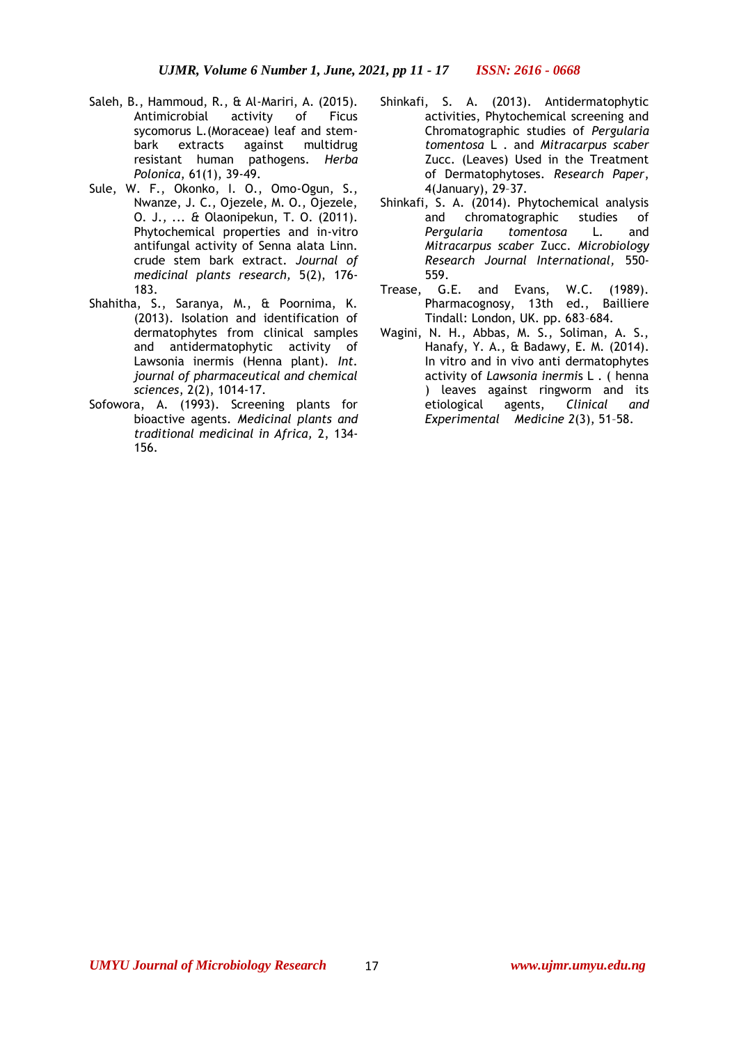Saleh, B., Hammoud, R., & Al-Mariri, A. (2015). Antimicrobial activity of Ficus sycomorus L.(Moraceae) leaf and stem-bark extracts against multidrug resistant human pathogens. *Herba Polonica*, 61(1), 39-49.

Sule, W. F., Okonko, I. O., Omo-Ogun, S., Nwanze, J. C., Ojezele, M. O., Ojezele, O. J., ... & Olaonipekun, T. O. (2011). Phytochemical properties and in-vitro antifungal activity of Senna alata Linn. crude stem bark extract. *Journal of medicinal plants research,* 5(2), 176-183.

Shahitha, S., Saranya, M., & Poornima, K. (2013). Isolation and identification of dermatophytes from clinical samples and antidermatophytic activity of Lawsonia inermis (Henna plant). *Int. journal of pharmaceutical and chemical sciences*, 2(2), 1014-17.

Sofowora, A. (1993). Screening plants for bioactive agents. *Medicinal plants and traditional medicinal in Africa,* 2, 134-156.

Shinkafi, S. A. (2013). Antidermatophytic activities, Phytochemical screening and Chromatographic studies of *Pergularia tomentosa* L . and *Mitracarpus scaber* Zucc. (Leaves) Used in the Treatment of Dermatophytoses. *Research Paper*, 4(January), 29–37.

Shinkafi, S. A. (2014). Phytochemical analysis and chromatographic studies of *Pergularia tomentosa* L. and *Mitracarpus scaber* Zucc. *Microbiology Research Journal International,* 550-559.

Trease, G.E. and Evans, W.C. (1989). Pharmacognosy, 13th ed., Bailliere Tindall: London, UK. pp. 683–684.

Wagini, N. H., Abbas, M. S., Soliman, A. S., Hanafy, Y. A., & Badawy, E. M. (2014). In vitro and in vivo anti dermatophytes activity of *Lawsonia inermis* L . ( henna ) leaves against ringworm and its etiological agents, *Clinical and Experimental Medicine* 2(3), 51–58.